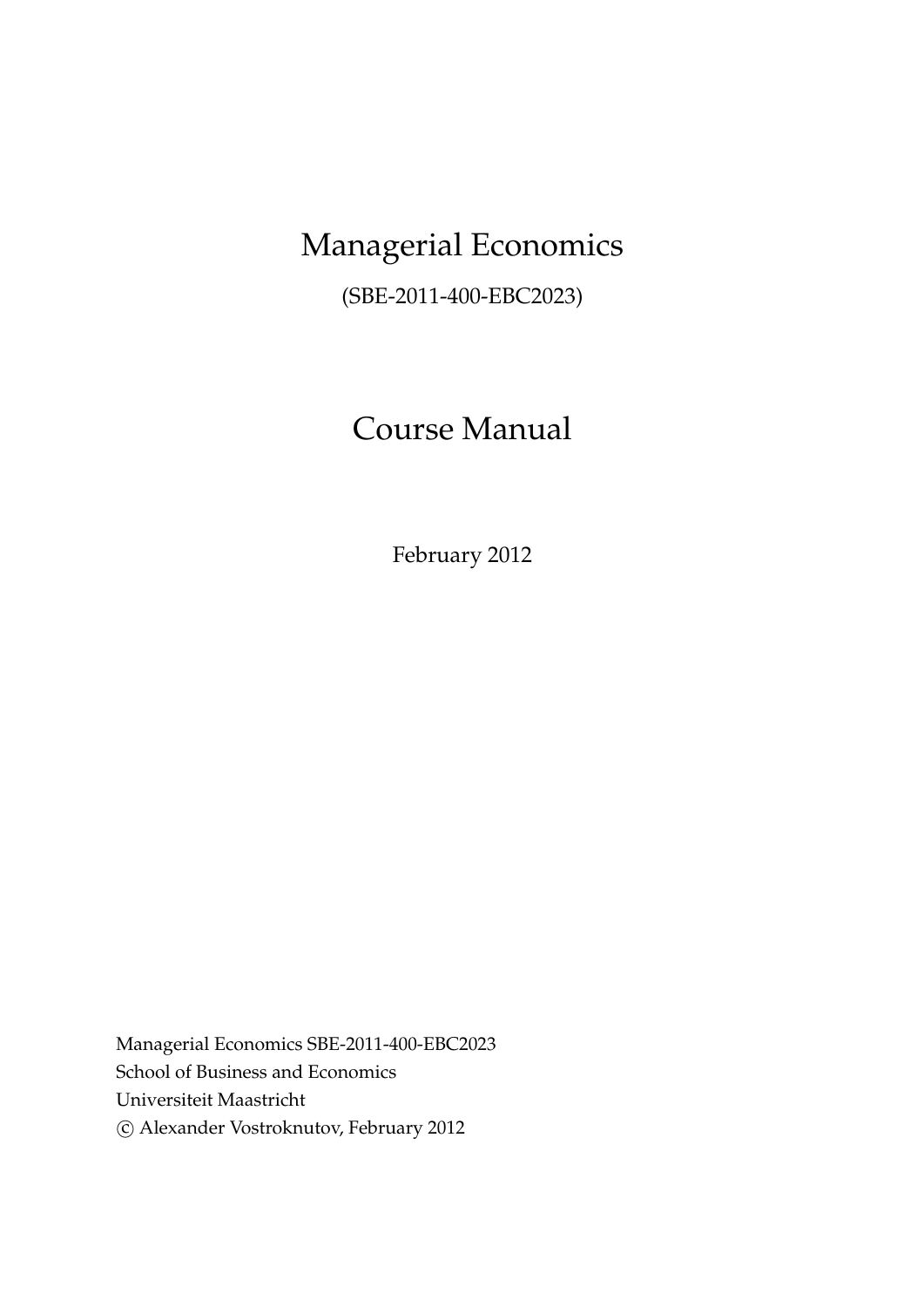# Managerial Economics

(SBE-2011-400-EBC2023)

# Course Manual

February 2012

Managerial Economics SBE-2011-400-EBC2023
School of Business and Economics
Universiteit Maastricht
© Alexander Vostroknutov, February 2012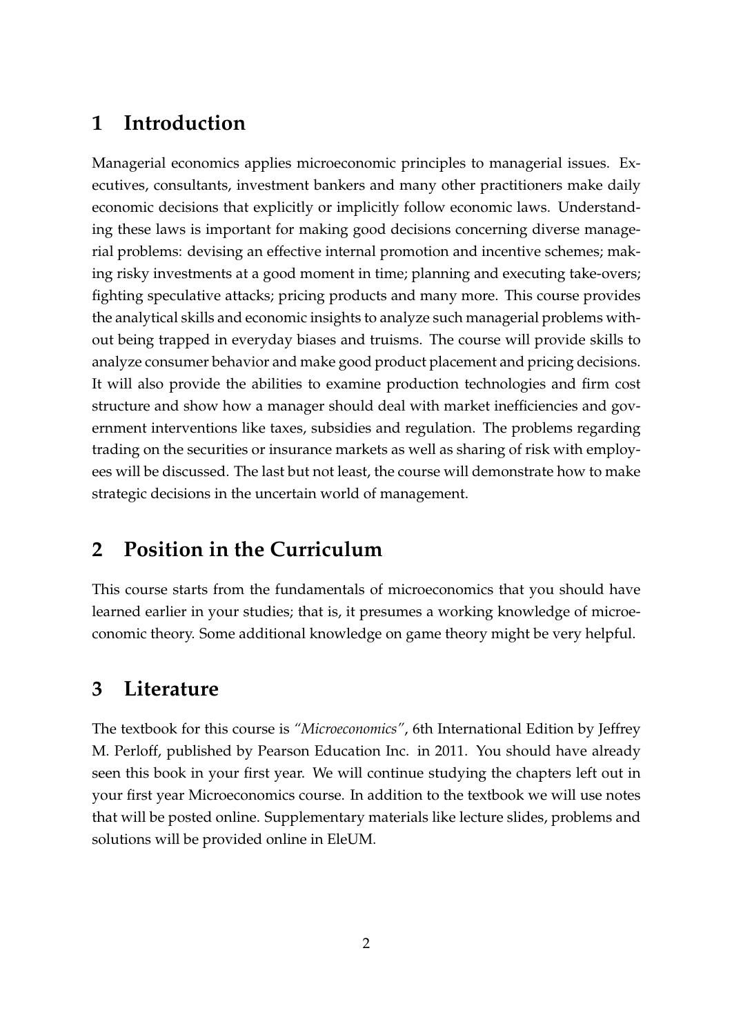## 1 Introduction

Managerial economics applies microeconomic principles to managerial issues. Executives, consultants, investment bankers and many other practitioners make daily economic decisions that explicitly or implicitly follow economic laws. Understanding these laws is important for making good decisions concerning diverse managerial problems: devising an effective internal promotion and incentive schemes; making risky investments at a good moment in time; planning and executing take-overs; fighting speculative attacks; pricing products and many more. This course provides the analytical skills and economic insights to analyze such managerial problems without being trapped in everyday biases and truisms. The course will provide skills to analyze consumer behavior and make good product placement and pricing decisions. It will also provide the abilities to examine production technologies and firm cost structure and show how a manager should deal with market inefficiencies and government interventions like taxes, subsidies and regulation. The problems regarding trading on the securities or insurance markets as well as sharing of risk with employees will be discussed. The last but not least, the course will demonstrate how to make strategic decisions in the uncertain world of management.

## 2 Position in the Curriculum

This course starts from the fundamentals of microeconomics that you should have learned earlier in your studies; that is, it presumes a working knowledge of microeconomic theory. Some additional knowledge on game theory might be very helpful.

## 3 Literature

The textbook for this course is *"Microeconomics"*, 6th International Edition by Jeffrey M. Perloff, published by Pearson Education Inc. in 2011. You should have already seen this book in your first year. We will continue studying the chapters left out in your first year Microeconomics course. In addition to the textbook we will use notes that will be posted online. Supplementary materials like lecture slides, problems and solutions will be provided online in EleUM.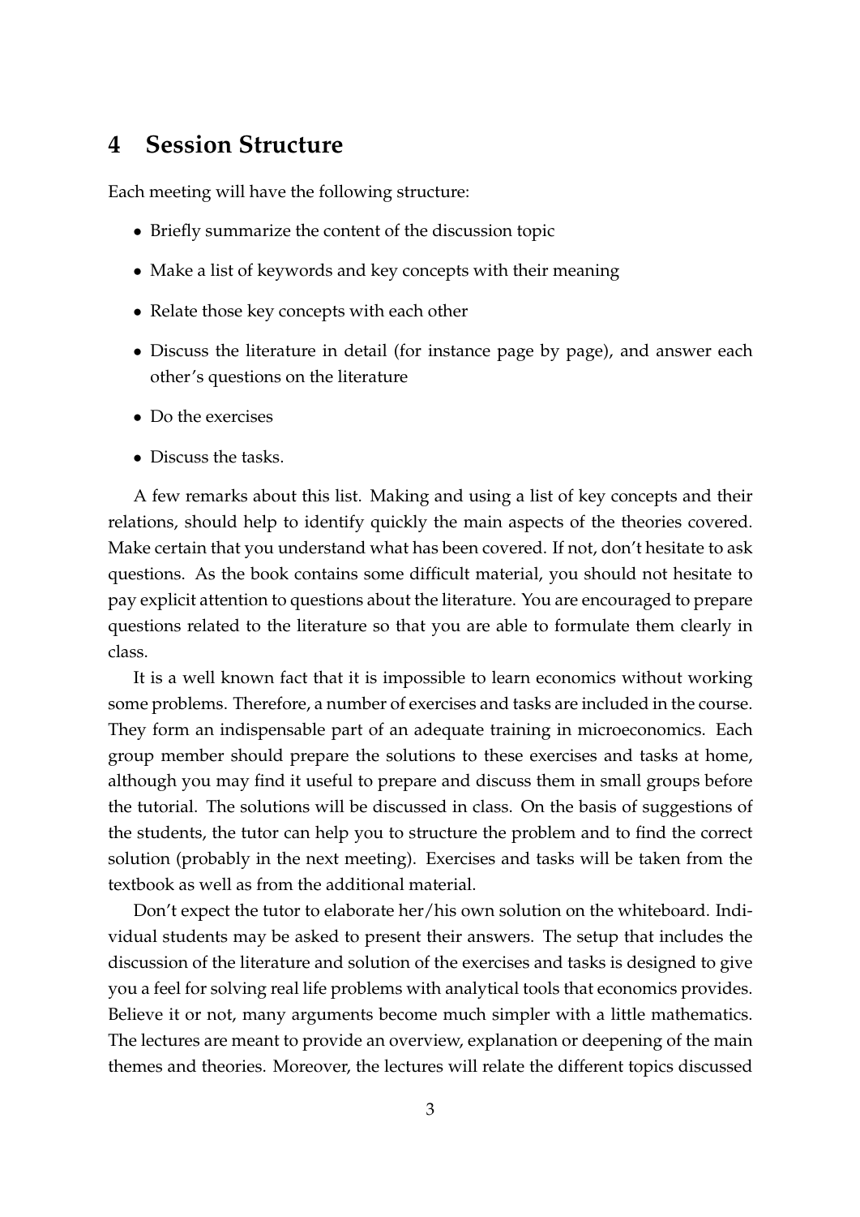## 4 Session Structure

Each meeting will have the following structure:

- Briefly summarize the content of the discussion topic
- Make a list of keywords and key concepts with their meaning
- Relate those key concepts with each other
- Discuss the literature in detail (for instance page by page), and answer each other's questions on the literature
- Do the exercises
- Discuss the tasks.

A few remarks about this list. Making and using a list of key concepts and their relations, should help to identify quickly the main aspects of the theories covered. Make certain that you understand what has been covered. If not, don't hesitate to ask questions. As the book contains some difficult material, you should not hesitate to pay explicit attention to questions about the literature. You are encouraged to prepare questions related to the literature so that you are able to formulate them clearly in class.

It is a well known fact that it is impossible to learn economics without working some problems. Therefore, a number of exercises and tasks are included in the course. They form an indispensable part of an adequate training in microeconomics. Each group member should prepare the solutions to these exercises and tasks at home, although you may find it useful to prepare and discuss them in small groups before the tutorial. The solutions will be discussed in class. On the basis of suggestions of the students, the tutor can help you to structure the problem and to find the correct solution (probably in the next meeting). Exercises and tasks will be taken from the textbook as well as from the additional material.

Don't expect the tutor to elaborate her/his own solution on the whiteboard. Individual students may be asked to present their answers. The setup that includes the discussion of the literature and solution of the exercises and tasks is designed to give you a feel for solving real life problems with analytical tools that economics provides. Believe it or not, many arguments become much simpler with a little mathematics. The lectures are meant to provide an overview, explanation or deepening of the main themes and theories. Moreover, the lectures will relate the different topics discussed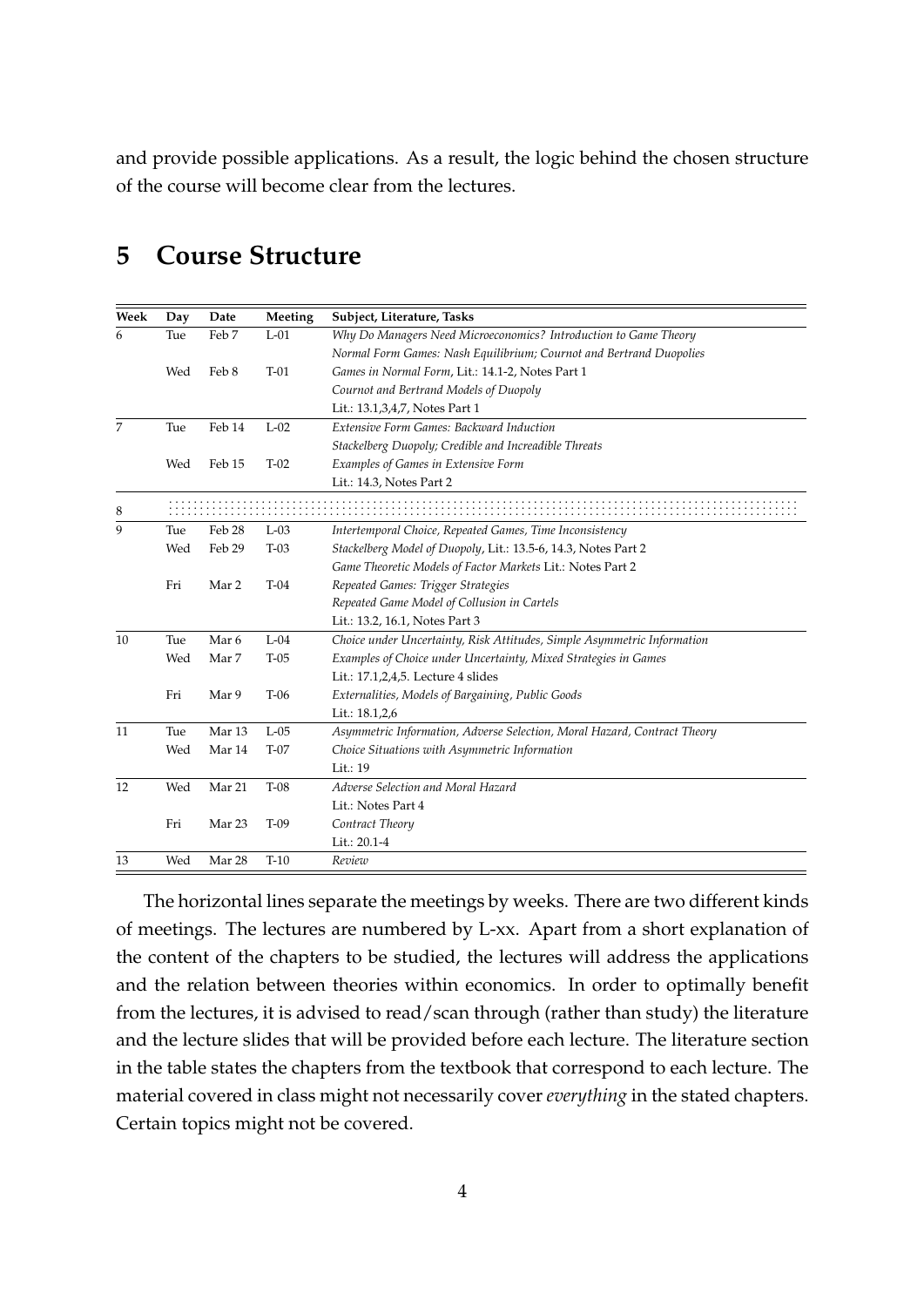and provide possible applications. As a result, the logic behind the chosen structure of the course will become clear from the lectures.

# 5 Course Structure

| Week | Day | Date | Meeting | Subject, Literature, Tasks |
|---|---|---|---|---|
| 6 | Tue | Feb 7 | L-01 | *Why Do Managers Need Microeconomics? Introduction to Game Theory* |
| | | | | *Normal Form Games: Nash Equilibrium; Cournot and Bertrand Duopolies* |
| | Wed | Feb 8 | T-01 | *Games in Normal Form*, Lit.: 14.1-2, Notes Part 1 |
| | | | | *Cournot and Bertrand Models of Duopoly* |
| | | | | Lit.: 13.1,3,4,7, Notes Part 1 |
| 7 | Tue | Feb 14 | L-02 | *Extensive Form Games: Backward Induction* |
| | | | | *Stackelberg Duopoly; Credible and Increadible Threats* |
| | Wed | Feb 15 | T-02 | *Examples of Games in Extensive Form* |
| | | | | Lit.: 14.3, Notes Part 2 |
| 8 | | | | |
| 9 | Tue | Feb 28 | L-03 | *Intertemporal Choice, Repeated Games, Time Inconsistency* |
| | Wed | Feb 29 | T-03 | *Stackelberg Model of Duopoly*, Lit.: 13.5-6, 14.3, Notes Part 2 |
| | | | | *Game Theoretic Models of Factor Markets* Lit.: Notes Part 2 |
| | Fri | Mar 2 | T-04 | *Repeated Games: Trigger Strategies* |
| | | | | *Repeated Game Model of Collusion in Cartels* |
| | | | | Lit.: 13.2, 16.1, Notes Part 3 |
| 10 | Tue | Mar 6 | L-04 | *Choice under Uncertainty, Risk Attitudes, Simple Asymmetric Information* |
| | Wed | Mar 7 | T-05 | *Examples of Choice under Uncertainty, Mixed Strategies in Games* |
| | | | | Lit.: 17.1,2,4,5. Lecture 4 slides |
| | Fri | Mar 9 | T-06 | *Externalities, Models of Bargaining, Public Goods* |
| | | | | Lit.: 18.1,2,6 |
| 11 | Tue | Mar 13 | L-05 | *Asymmetric Information, Adverse Selection, Moral Hazard, Contract Theory* |
| | Wed | Mar 14 | T-07 | *Choice Situations with Asymmetric Information* |
| | | | | Lit.: 19 |
| 12 | Wed | Mar 21 | T-08 | *Adverse Selection and Moral Hazard* |
| | | | | Lit.: Notes Part 4 |
| | Fri | Mar 23 | T-09 | *Contract Theory* |
| | | | | Lit.: 20.1-4 |
| 13 | Wed | Mar 28 | T-10 | *Review* |

The horizontal lines separate the meetings by weeks. There are two different kinds of meetings. The lectures are numbered by L-xx. Apart from a short explanation of the content of the chapters to be studied, the lectures will address the applications and the relation between theories within economics. In order to optimally benefit from the lectures, it is advised to read/scan through (rather than study) the literature and the lecture slides that will be provided before each lecture. The literature section in the table states the chapters from the textbook that correspond to each lecture. The material covered in class might not necessarily cover *everything* in the stated chapters. Certain topics might not be covered.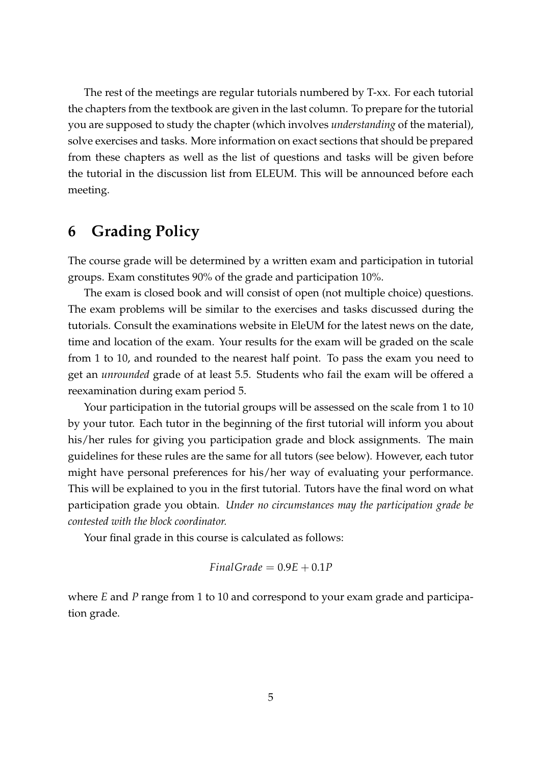The rest of the meetings are regular tutorials numbered by T-xx. For each tutorial the chapters from the textbook are given in the last column. To prepare for the tutorial you are supposed to study the chapter (which involves *understanding* of the material), solve exercises and tasks. More information on exact sections that should be prepared from these chapters as well as the list of questions and tasks will be given before the tutorial in the discussion list from ELEUM. This will be announced before each meeting.

## 6 Grading Policy

The course grade will be determined by a written exam and participation in tutorial groups. Exam constitutes 90% of the grade and participation 10%.

The exam is closed book and will consist of open (not multiple choice) questions. The exam problems will be similar to the exercises and tasks discussed during the tutorials. Consult the examinations website in EleUM for the latest news on the date, time and location of the exam. Your results for the exam will be graded on the scale from 1 to 10, and rounded to the nearest half point. To pass the exam you need to get an *unrounded* grade of at least 5.5. Students who fail the exam will be offered a reexamination during exam period 5.

Your participation in the tutorial groups will be assessed on the scale from 1 to 10 by your tutor. Each tutor in the beginning of the first tutorial will inform you about his/her rules for giving you participation grade and block assignments. The main guidelines for these rules are the same for all tutors (see below). However, each tutor might have personal preferences for his/her way of evaluating your performance. This will be explained to you in the first tutorial. Tutors have the final word on what participation grade you obtain. *Under no circumstances may the participation grade be contested with the block coordinator.*

Your final grade in this course is calculated as follows:

$$FinalGrade = 0.9E + 0.1P$$

where $E$ and $P$ range from 1 to 10 and correspond to your exam grade and participation grade.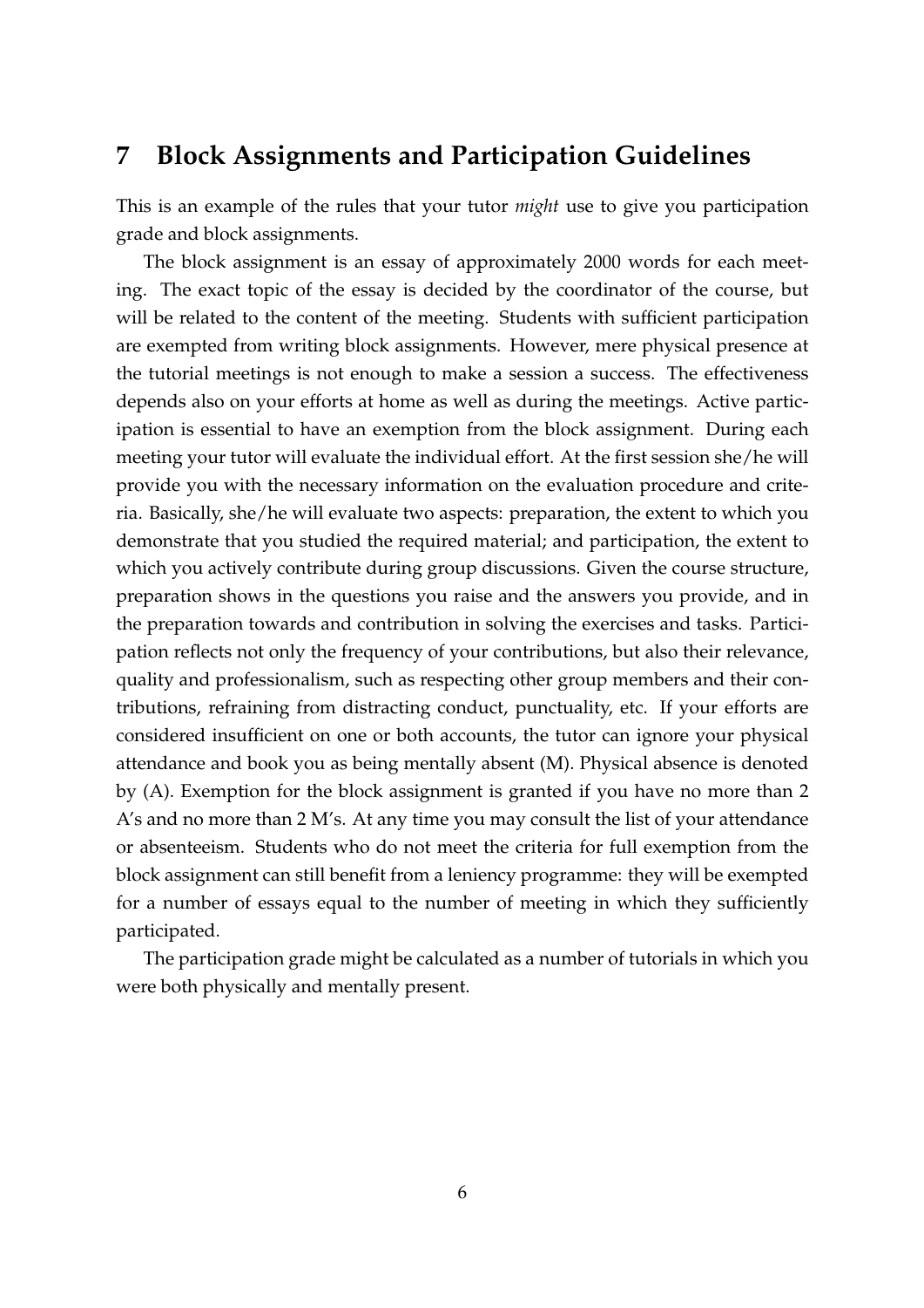## 7 Block Assignments and Participation Guidelines

This is an example of the rules that your tutor *might* use to give you participation grade and block assignments.

The block assignment is an essay of approximately 2000 words for each meeting. The exact topic of the essay is decided by the coordinator of the course, but will be related to the content of the meeting. Students with sufficient participation are exempted from writing block assignments. However, mere physical presence at the tutorial meetings is not enough to make a session a success. The effectiveness depends also on your efforts at home as well as during the meetings. Active participation is essential to have an exemption from the block assignment. During each meeting your tutor will evaluate the individual effort. At the first session she/he will provide you with the necessary information on the evaluation procedure and criteria. Basically, she/he will evaluate two aspects: preparation, the extent to which you demonstrate that you studied the required material; and participation, the extent to which you actively contribute during group discussions. Given the course structure, preparation shows in the questions you raise and the answers you provide, and in the preparation towards and contribution in solving the exercises and tasks. Participation reflects not only the frequency of your contributions, but also their relevance, quality and professionalism, such as respecting other group members and their contributions, refraining from distracting conduct, punctuality, etc. If your efforts are considered insufficient on one or both accounts, the tutor can ignore your physical attendance and book you as being mentally absent (M). Physical absence is denoted by (A). Exemption for the block assignment is granted if you have no more than 2 A's and no more than 2 M's. At any time you may consult the list of your attendance or absenteeism. Students who do not meet the criteria for full exemption from the block assignment can still benefit from a leniency programme: they will be exempted for a number of essays equal to the number of meeting in which they sufficiently participated.

The participation grade might be calculated as a number of tutorials in which you were both physically and mentally present.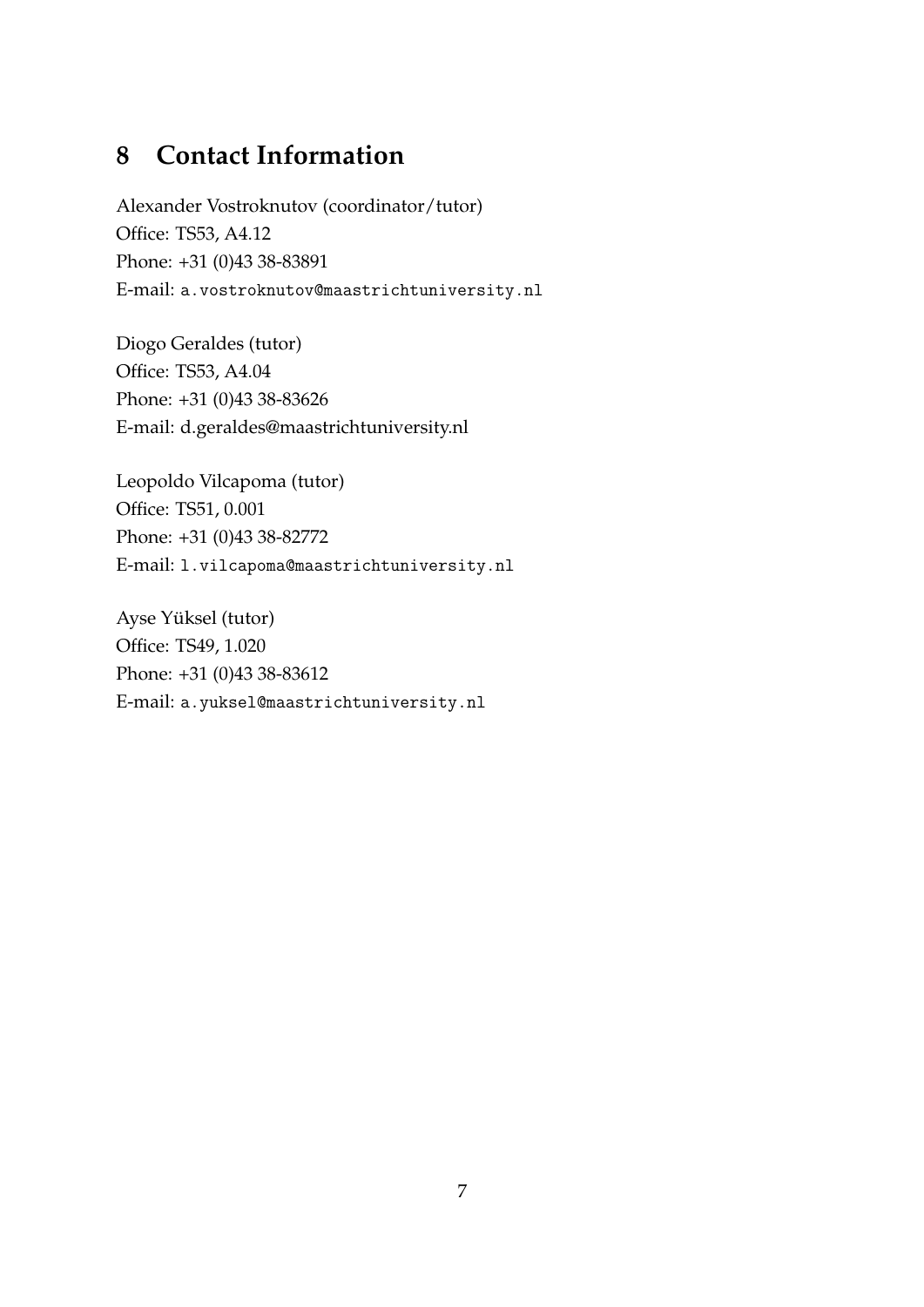## 8 Contact Information

Alexander Vostroknutov (coordinator/tutor)
Office: TS53, A4.12
Phone: +31 (0)43 38-83891
E-mail: `a.vostroknutov@maastrichtuniversity.nl`

Diogo Geraldes (tutor)
Office: TS53, A4.04
Phone: +31 (0)43 38-83626
E-mail: d.geraldes@maastrichtuniversity.nl

Leopoldo Vilcapoma (tutor)
Office: TS51, 0.001
Phone: +31 (0)43 38-82772
E-mail: `l.vilcapoma@maastrichtuniversity.nl`

Ayse Yüksel (tutor)
Office: TS49, 1.020
Phone: +31 (0)43 38-83612
E-mail: `a.yuksel@maastrichtuniversity.nl`